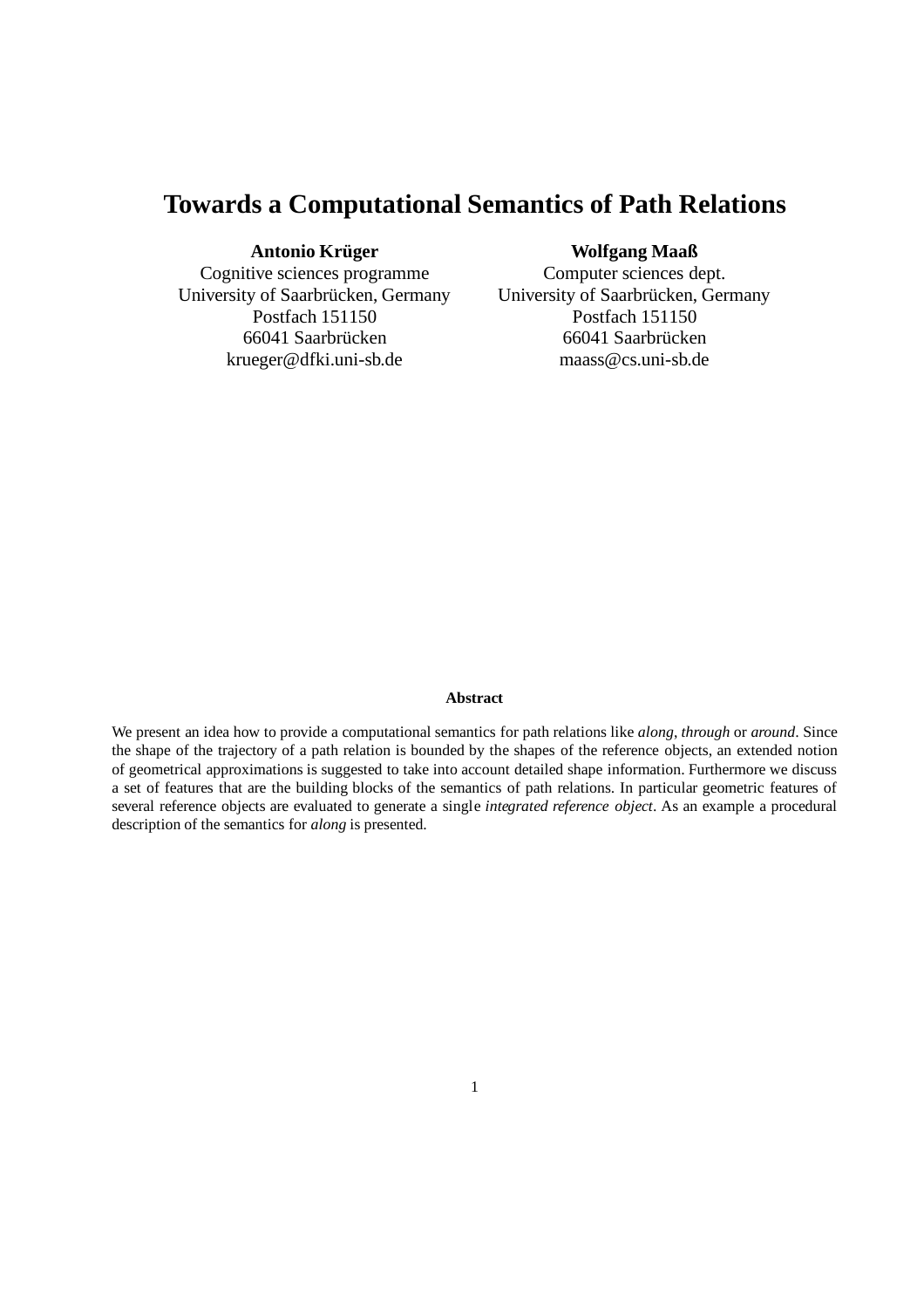# Towards a Computational Semantics of Path Relations

**Antonio Krüger**
Cognitive sciences programme
University of Saarbrücken, Germany
Postfach 151150
66041 Saarbrücken
krueger@dfki.uni-sb.de

**Wolfgang Maaß**
Computer sciences dept.
University of Saarbrücken, Germany
Postfach 151150
66041 Saarbrücken
maass@cs.uni-sb.de

**Abstract**

We present an idea how to provide a computational semantics for path relations like *along*, *through* or *around*. Since the shape of the trajectory of a path relation is bounded by the shapes of the reference objects, an extended notion of geometrical approximations is suggested to take into account detailed shape information. Furthermore we discuss a set of features that are the building blocks of the semantics of path relations. In particular geometric features of several reference objects are evaluated to generate a single *integrated reference object*. As an example a procedural description of the semantics for *along* is presented.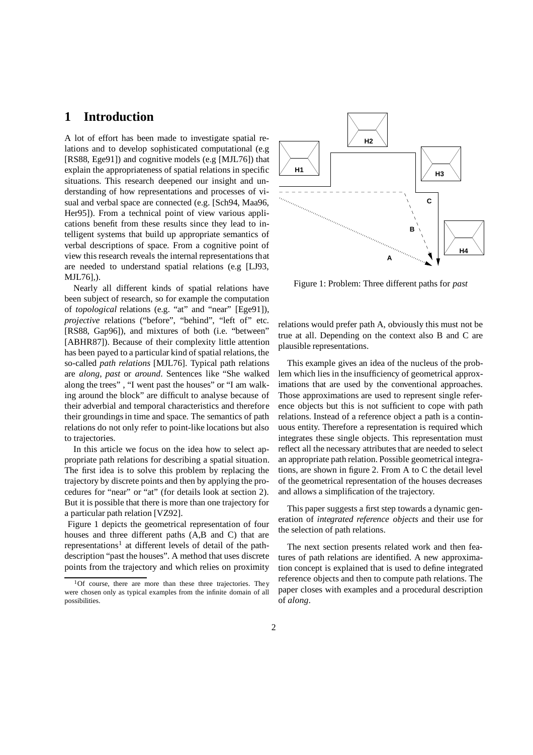# 1 Introduction

A lot of effort has been made to investigate spatial relations and to develop sophisticated computational (e.g [RS88, Ege91]) and cognitive models (e.g [MJL76]) that explain the appropriateness of spatial relations in specific situations. This research deepened our insight and understanding of how representations and processes of visual and verbal space are connected (e.g. [Sch94, Maa96, Her95]). From a technical point of view various applications benefit from these results since they lead to intelligent systems that build up appropriate semantics of verbal descriptions of space. From a cognitive point of view this research reveals the internal representations that are needed to understand spatial relations (e.g [LJ93, MJL76],).

Nearly all different kinds of spatial relations have been subject of research, so for example the computation of *topological* relations (e.g. "at" and "near" [Ege91]), *projective* relations ("before", "behind", "left of" etc. [RS88, Gap96]), and mixtures of both (i.e. "between" [ABHR87]). Because of their complexity little attention has been payed to a particular kind of spatial relations, the so-called *path relations* [MJL76]. Typical path relations are *along*, *past* or *around*. Sentences like "She walked along the trees" , "I went past the houses" or "I am walking around the block" are difficult to analyse because of their adverbial and temporal characteristics and therefore their groundings in time and space. The semantics of path relations do not only refer to point-like locations but also to trajectories.

In this article we focus on the idea how to select appropriate path relations for describing a spatial situation. The first idea is to solve this problem by replacing the trajectory by discrete points and then by applying the procedures for "near" or "at" (for details look at section 2). But it is possible that there is more than one trajectory for a particular path relation [VZ92].

Figure 1 depicts the geometrical representation of four houses and three different paths (A,B and C) that are representations[1] at different levels of detail of the path-description "past the houses". A method that uses discrete points from the trajectory and which relies on proximity relations would prefer path A, obviously this must not be true at all. Depending on the context also B and C are plausible representations.

Figure 1: Problem: Three different paths for *past*

This example gives an idea of the nucleus of the problem which lies in the insufficiency of geometrical approximations that are used by the conventional approaches. Those approximations are used to represent single reference objects but this is not sufficient to cope with path relations. Instead of a reference object a path is a continuous entity. Therefore a representation is required which integrates these single objects. This representation must reflect all the necessary attributes that are needed to select an appropriate path relation. Possible geometrical integrations, are shown in figure 2. From A to C the detail level of the geometrical representation of the houses decreases and allows a simplification of the trajectory.

This paper suggests a first step towards a dynamic generation of *integrated reference objects* and their use for the selection of path relations.

The next section presents related work and then features of path relations are identified. A new approximation concept is explained that is used to define integrated reference objects and then to compute path relations. The paper closes with examples and a procedural description of *along*.

[1] Of course, there are more than these three trajectories. They were chosen only as typical examples from the infinite domain of all possibilities.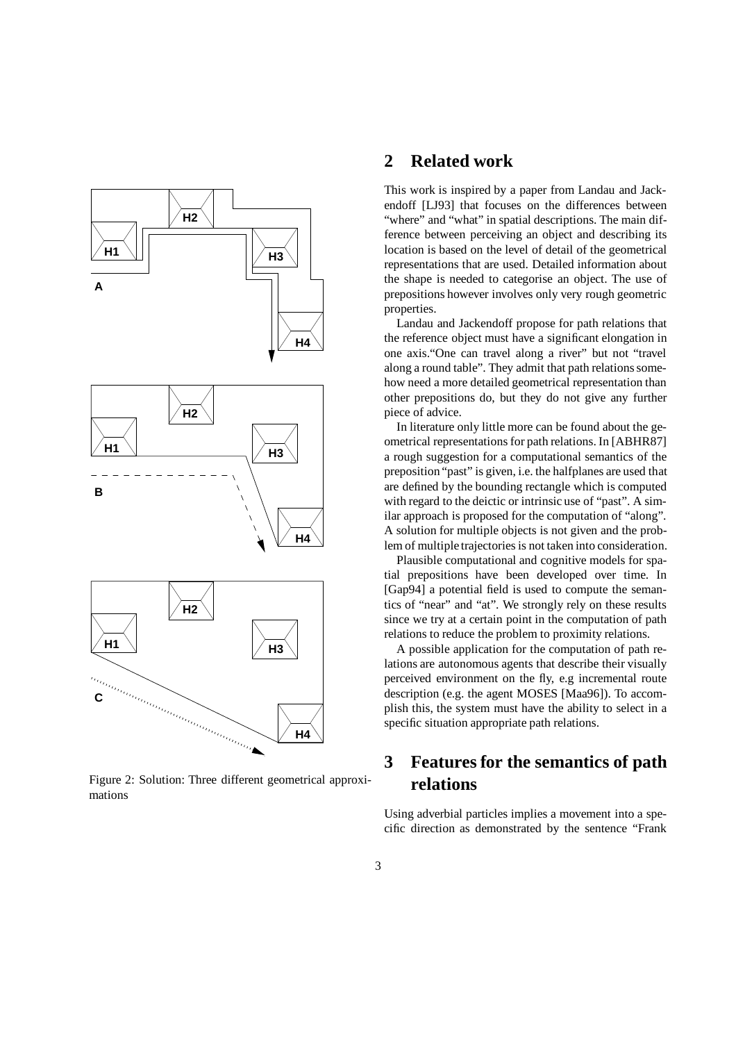Figure 2: Solution: Three different geometrical approximations

## 2 Related work

This work is inspired by a paper from Landau and Jackendoff [LJ93] that focuses on the differences between "where" and "what" in spatial descriptions. The main difference between perceiving an object and describing its location is based on the level of detail of the geometrical representations that are used. Detailed information about the shape is needed to categorise an object. The use of prepositions however involves only very rough geometric properties.

Landau and Jackendoff propose for path relations that the reference object must have a significant elongation in one axis."One can travel along a river" but not "travel along a round table". They admit that path relations somehow need a more detailed geometrical representation than other prepositions do, but they do not give any further piece of advice.

In literature only little more can be found about the geometrical representations for path relations. In [ABHR87] a rough suggestion for a computational semantics of the preposition "past" is given, i.e. the halfplanes are used that are defined by the bounding rectangle which is computed with regard to the deictic or intrinsic use of "past". A similar approach is proposed for the computation of "along". A solution for multiple objects is not given and the problem of multiple trajectories is not taken into consideration.

Plausible computational and cognitive models for spatial prepositions have been developed over time. In [Gap94] a potential field is used to compute the semantics of "near" and "at". We strongly rely on these results since we try at a certain point in the computation of path relations to reduce the problem to proximity relations.

A possible application for the computation of path relations are autonomous agents that describe their visually perceived environment on the fly, e.g incremental route description (e.g. the agent MOSES [Maa96]). To accomplish this, the system must have the ability to select in a specific situation appropriate path relations.

## 3 Features for the semantics of path relations

Using adverbial particles implies a movement into a specific direction as demonstrated by the sentence "Frank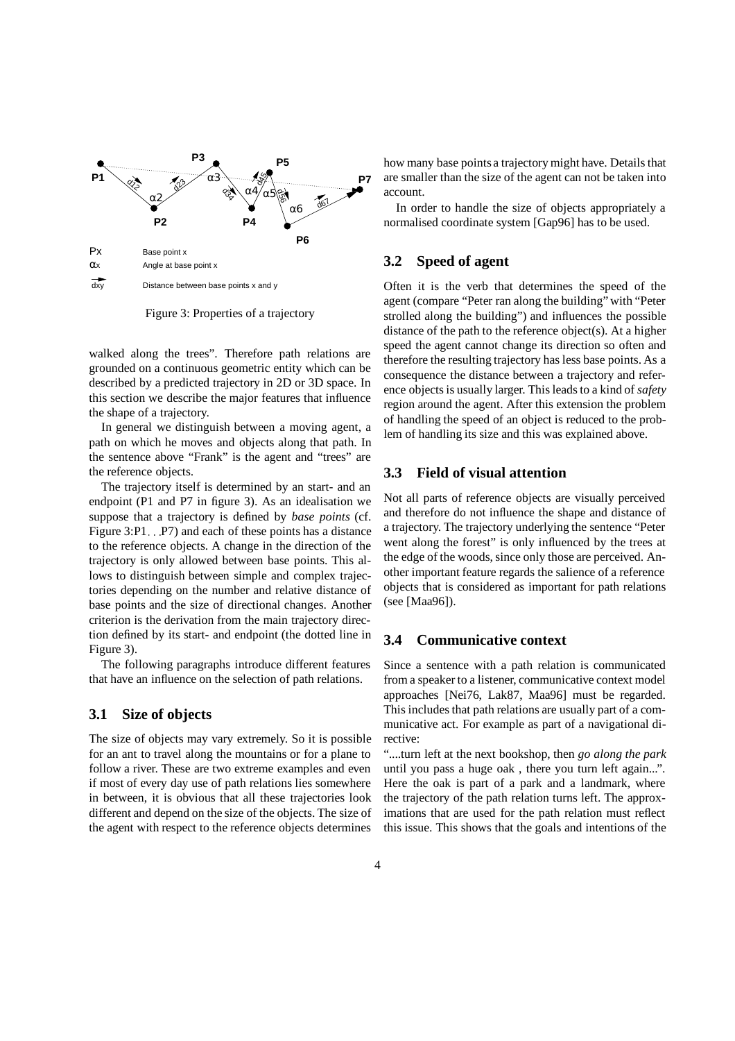Figure 3: Properties of a trajectory

walked along the trees". Therefore path relations are grounded on a continuous geometric entity which can be described by a predicted trajectory in 2D or 3D space. In this section we describe the major features that influence the shape of a trajectory.

In general we distinguish between a moving agent, a path on which he moves and objects along that path. In the sentence above "Frank" is the agent and "trees" are the reference objects.

The trajectory itself is determined by an start- and an endpoint (P1 and P7 in figure 3). As an idealisation we suppose that a trajectory is defined by *base points* (cf. Figure 3:P1...P7) and each of these points has a distance to the reference objects. A change in the direction of the trajectory is only allowed between base points. This allows to distinguish between simple and complex trajectories depending on the number and relative distance of base points and the size of directional changes. Another criterion is the derivation from the main trajectory direction defined by its start- and endpoint (the dotted line in Figure 3).

The following paragraphs introduce different features that have an influence on the selection of path relations.

## 3.1 Size of objects

The size of objects may vary extremely. So it is possible for an ant to travel along the mountains or for a plane to follow a river. These are two extreme examples and even if most of every day use of path relations lies somewhere in between, it is obvious that all these trajectories look different and depend on the size of the objects. The size of the agent with respect to the reference objects determines how many base points a trajectory might have. Details that are smaller than the size of the agent can not be taken into account.

In order to handle the size of objects appropriately a normalised coordinate system [Gap96] has to be used.

## 3.2 Speed of agent

Often it is the verb that determines the speed of the agent (compare "Peter ran along the building" with "Peter strolled along the building") and influences the possible distance of the path to the reference object(s). At a higher speed the agent cannot change its direction so often and therefore the resulting trajectory has less base points. As a consequence the distance between a trajectory and reference objects is usually larger. This leads to a kind of *safety* region around the agent. After this extension the problem of handling the speed of an object is reduced to the problem of handling its size and this was explained above.

## 3.3 Field of visual attention

Not all parts of reference objects are visually perceived and therefore do not influence the shape and distance of a trajectory. The trajectory underlying the sentence "Peter went along the forest" is only influenced by the trees at the edge of the woods, since only those are perceived. Another important feature regards the salience of a reference objects that is considered as important for path relations (see [Maa96]).

## 3.4 Communicative context

Since a sentence with a path relation is communicated from a speaker to a listener, communicative context model approaches [Nei76, Lak87, Maa96] must be regarded. This includes that path relations are usually part of a communicative act. For example as part of a navigational directive:

"....turn left at the next bookshop, then *go along the park* until you pass a huge oak , there you turn left again...". Here the oak is part of a park and a landmark, where the trajectory of the path relation turns left. The approximations that are used for the path relation must reflect this issue. This shows that the goals and intentions of the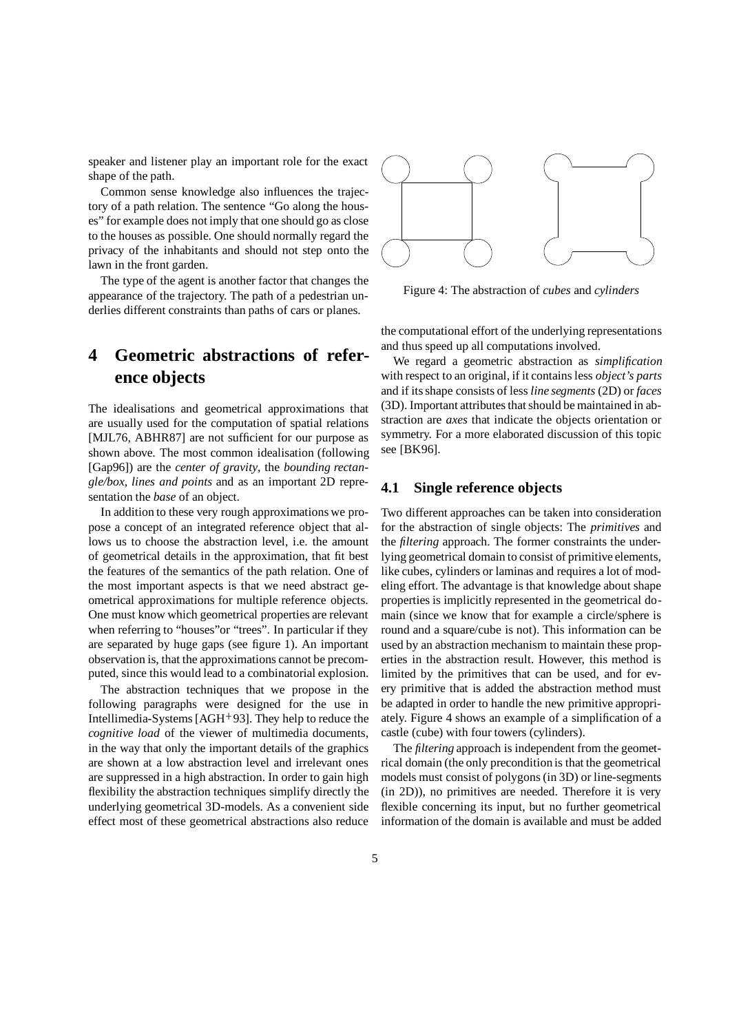speaker and listener play an important role for the exact shape of the path.

Common sense knowledge also influences the trajectory of a path relation. The sentence "Go along the houses" for example does not imply that one should go as close to the houses as possible. One should normally regard the privacy of the inhabitants and should not step onto the lawn in the front garden.

The type of the agent is another factor that changes the appearance of the trajectory. The path of a pedestrian underlies different constraints than paths of cars or planes.

# 4 Geometric abstractions of reference objects

The idealisations and geometrical approximations that are usually used for the computation of spatial relations [MJL76, ABHR87] are not sufficient for our purpose as shown above. The most common idealisation (following [Gap96]) are the *center of gravity*, the *bounding rectangle/box*, *lines and points* and as an important 2D representation the *base* of an object.

In addition to these very rough approximations we propose a concept of an integrated reference object that allows us to choose the abstraction level, i.e. the amount of geometrical details in the approximation, that fit best the features of the semantics of the path relation. One of the most important aspects is that we need abstract geometrical approximations for multiple reference objects. One must know which geometrical properties are relevant when referring to "houses"or "trees". In particular if they are separated by huge gaps (see figure 1). An important observation is, that the approximations cannot be precomputed, since this would lead to a combinatorial explosion.

The abstraction techniques that we propose in the following paragraphs were designed for the use in Intellimedia-Systems [AGH+93]. They help to reduce the *cognitive load* of the viewer of multimedia documents, in the way that only the important details of the graphics are shown at a low abstraction level and irrelevant ones are suppressed in a high abstraction. In order to gain high flexibility the abstraction techniques simplify directly the underlying geometrical 3D-models. As a convenient side effect most of these geometrical abstractions also reduce the computational effort of the underlying representations and thus speed up all computations involved.

Figure 4: The abstraction of *cubes* and *cylinders*

We regard a geometric abstraction as *simplification* with respect to an original, if it contains less *object's parts* and if its shape consists of less *line segments* (2D) or *faces* (3D). Important attributes that should be maintained in abstraction are *axes* that indicate the objects orientation or symmetry. For a more elaborated discussion of this topic see [BK96].

## 4.1 Single reference objects

Two different approaches can be taken into consideration for the abstraction of single objects: The *primitives* and the *filtering* approach. The former constraints the underlying geometrical domain to consist of primitive elements, like cubes, cylinders or laminas and requires a lot of modeling effort. The advantage is that knowledge about shape properties is implicitly represented in the geometrical domain (since we know that for example a circle/sphere is round and a square/cube is not). This information can be used by an abstraction mechanism to maintain these properties in the abstraction result. However, this method is limited by the primitives that can be used, and for every primitive that is added the abstraction method must be adapted in order to handle the new primitive appropriately. Figure 4 shows an example of a simplification of a castle (cube) with four towers (cylinders).

The *filtering* approach is independent from the geometrical domain (the only precondition is that the geometrical models must consist of polygons (in 3D) or line-segments (in 2D)), no primitives are needed. Therefore it is very flexible concerning its input, but no further geometrical information of the domain is available and must be added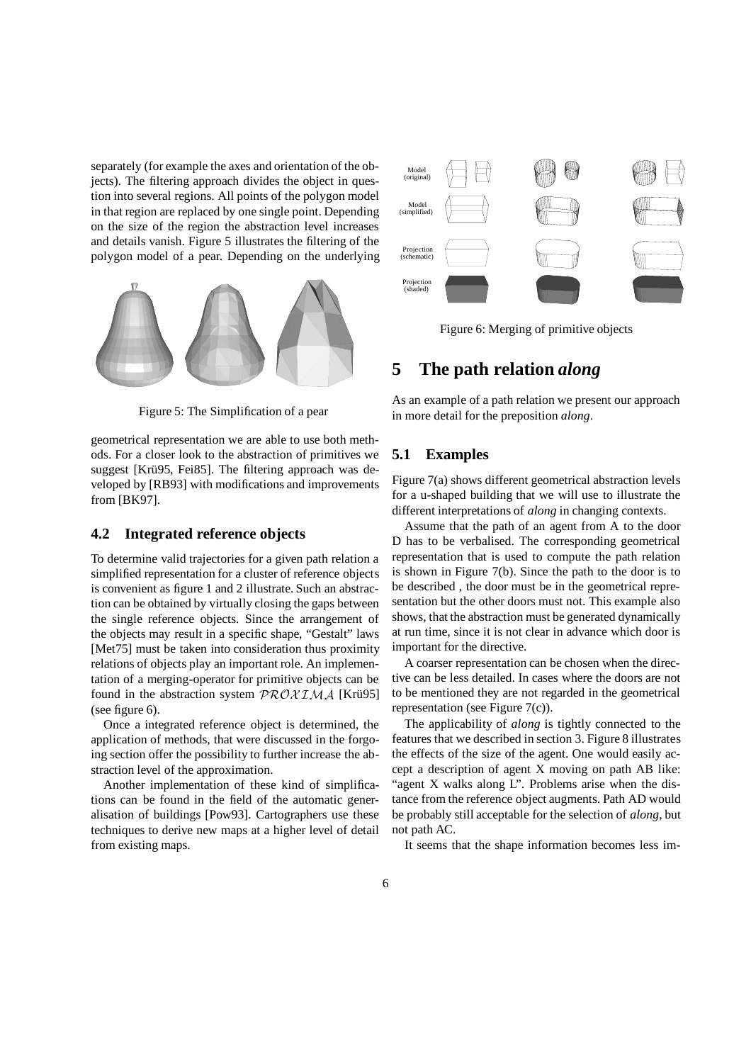separately (for example the axes and orientation of the objects). The filtering approach divides the object in question into several regions. All points of the polygon model in that region are replaced by one single point. Depending on the size of the region the abstraction level increases and details vanish. Figure 5 illustrates the filtering of the polygon model of a pear. Depending on the underlying geometrical representation we are able to use both methods. For a closer look to the abstraction of primitives we suggest [Krü95, Fei85]. The filtering approach was developed by [RB93] with modifications and improvements from [BK97].

Figure 5: The Simplification of a pear

## 4.2 Integrated reference objects

To determine valid trajectories for a given path relation a simplified representation for a cluster of reference objects is convenient as figure 1 and 2 illustrate. Such an abstraction can be obtained by virtually closing the gaps between the single reference objects. Since the arrangement of the objects may result in a specific shape, "Gestalt" laws [Met75] must be taken into consideration thus proximity relations of objects play an important role. An implementation of a merging-operator for primitive objects can be found in the abstraction system $\mathcal{PROXIMA}$ [Krü95] (see figure 6).

Once a integrated reference object is determined, the application of methods, that were discussed in the forgoing section offer the possibility to further increase the abstraction level of the approximation.

Another implementation of these kind of simplifications can be found in the field of the automatic generalisation of buildings [Pow93]. Cartographers use these techniques to derive new maps at a higher level of detail from existing maps.

Model (original)

Model (simplified)

Projection (schematic)

Projection (shaded)

Figure 6: Merging of primitive objects

# 5 The path relation *along*

As an example of a path relation we present our approach in more detail for the preposition *along*.

## 5.1 Examples

Figure 7(a) shows different geometrical abstraction levels for a u-shaped building that we will use to illustrate the different interpretations of *along* in changing contexts.

Assume that the path of an agent from A to the door D has to be verbalised. The corresponding geometrical representation that is used to compute the path relation is shown in Figure 7(b). Since the path to the door is to be described , the door must be in the geometrical representation but the other doors must not. This example also shows, that the abstraction must be generated dynamically at run time, since it is not clear in advance which door is important for the directive.

A coarser representation can be chosen when the directive can be less detailed. In cases where the doors are not to be mentioned they are not regarded in the geometrical representation (see Figure 7(c)).

The applicability of *along* is tightly connected to the features that we described in section 3. Figure 8 illustrates the effects of the size of the agent. One would easily accept a description of agent X moving on path AB like: "agent X walks along L". Problems arise when the distance from the reference object augments. Path AD would be probably still acceptable for the selection of *along*, but not path AC.

It seems that the shape information becomes less im-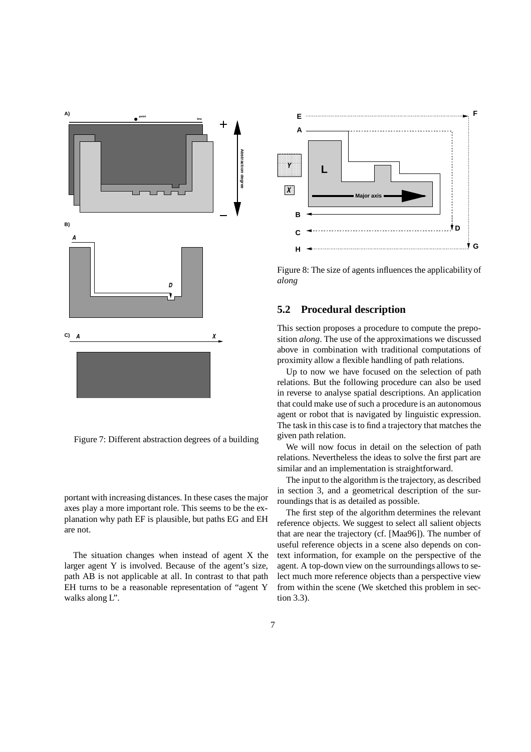Figure 7: Different abstraction degrees of a building

Figure 8: The size of agents influences the applicability of *along*

portant with increasing distances. In these cases the major axes play a more important role. This seems to be the explanation why path EF is plausible, but paths EG and EH are not.

The situation changes when instead of agent X the larger agent Y is involved. Because of the agent's size, path AB is not applicable at all. In contrast to that path EH turns to be a reasonable representation of "agent Y walks along L".

## 5.2 Procedural description

This section proposes a procedure to compute the preposition *along*. The use of the approximations we discussed above in combination with traditional computations of proximity allow a flexible handling of path relations.

Up to now we have focused on the selection of path relations. But the following procedure can also be used in reverse to analyse spatial descriptions. An application that could make use of such a procedure is an autonomous agent or robot that is navigated by linguistic expression. The task in this case is to find a trajectory that matches the given path relation.

We will now focus in detail on the selection of path relations. Nevertheless the ideas to solve the first part are similar and an implementation is straightforward.

The input to the algorithm is the trajectory, as described in section 3, and a geometrical description of the surroundings that is as detailed as possible.

The first step of the algorithm determines the relevant reference objects. We suggest to select all salient objects that are near the trajectory (cf. [Maa96]). The number of useful reference objects in a scene also depends on context information, for example on the perspective of the agent. A top-down view on the surroundings allows to select much more reference objects than a perspective view from within the scene (We sketched this problem in section 3.3).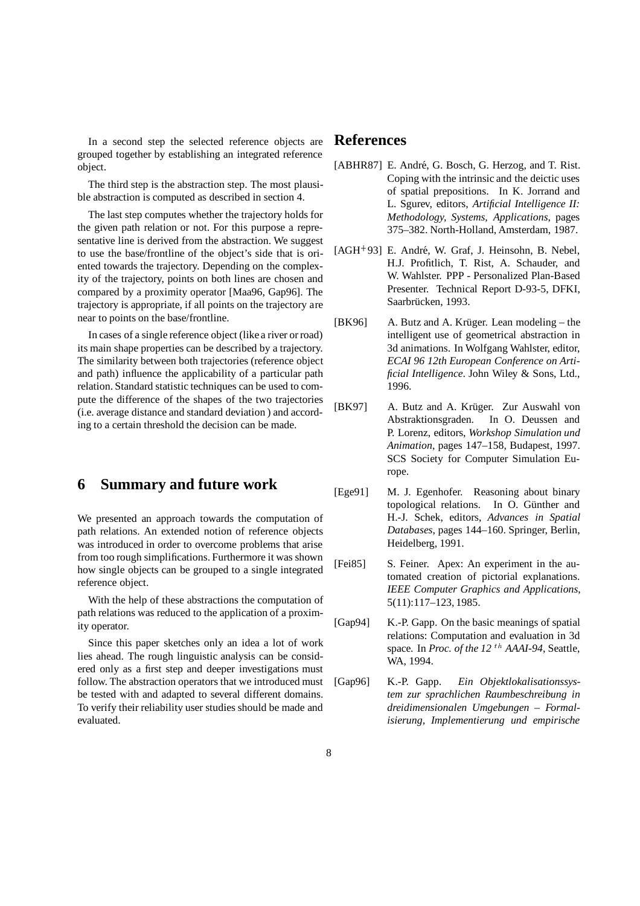In a second step the selected reference objects are grouped together by establishing an integrated reference object.

The third step is the abstraction step. The most plausible abstraction is computed as described in section 4.

The last step computes whether the trajectory holds for the given path relation or not. For this purpose a representative line is derived from the abstraction. We suggest to use the base/frontline of the object's side that is oriented towards the trajectory. Depending on the complexity of the trajectory, points on both lines are chosen and compared by a proximity operator [Maa96, Gap96]. The trajectory is appropriate, if all points on the trajectory are near to points on the base/frontline.

In cases of a single reference object (like a river or road) its main shape properties can be described by a trajectory. The similarity between both trajectories (reference object and path) influence the applicability of a particular path relation. Standard statistic techniques can be used to compute the difference of the shapes of the two trajectories (i.e. average distance and standard deviation ) and according to a certain threshold the decision can be made.

## 6 Summary and future work

We presented an approach towards the computation of path relations. An extended notion of reference objects was introduced in order to overcome problems that arise from too rough simplifications. Furthermore it was shown how single objects can be grouped to a single integrated reference object.

With the help of these abstractions the computation of path relations was reduced to the application of a proximity operator.

Since this paper sketches only an idea a lot of work lies ahead. The rough linguistic analysis can be considered only as a first step and deeper investigations must follow. The abstraction operators that we introduced must be tested with and adapted to several different domains. To verify their reliability user studies should be made and evaluated.

## References

[ABHR87] E. André, G. Bosch, G. Herzog, and T. Rist. Coping with the intrinsic and the deictic uses of spatial prepositions. In K. Jorrand and L. Sgurev, editors, *Artificial Intelligence II: Methodology, Systems, Applications*, pages 375–382. North-Holland, Amsterdam, 1987.

[AGH+93] E. André, W. Graf, J. Heinsohn, B. Nebel, H.J. Profitlich, T. Rist, A. Schauder, and W. Wahlster. PPP - Personalized Plan-Based Presenter. Technical Report D-93-5, DFKI, Saarbrücken, 1993.

[BK96] A. Butz and A. Krüger. Lean modeling – the intelligent use of geometrical abstraction in 3d animations. In Wolfgang Wahlster, editor, *ECAI 96 12th European Conference on Artificial Intelligence*. John Wiley & Sons, Ltd., 1996.

[BK97] A. Butz and A. Krüger. Zur Auswahl von Abstraktionsgraden. In O. Deussen and P. Lorenz, editors, *Workshop Simulation und Animation*, pages 147–158, Budapest, 1997. SCS Society for Computer Simulation Europe.

[Ege91] M. J. Egenhofer. Reasoning about binary topological relations. In O. Günther and H.-J. Schek, editors, *Advances in Spatial Databases*, pages 144–160. Springer, Berlin, Heidelberg, 1991.

[Fei85] S. Feiner. Apex: An experiment in the automated creation of pictorial explanations. *IEEE Computer Graphics and Applications*, 5(11):117–123, 1985.

[Gap94] K.-P. Gapp. On the basic meanings of spatial relations: Computation and evaluation in 3d space. In *Proc. of the 12 $^{th}$ AAAI-94*, Seattle, WA, 1994.

[Gap96] K.-P. Gapp. *Ein Objektlokalisationssystem zur sprachlichen Raumbeschreibung in dreidimensionalen Umgebungen – Formalisierung, Implementierung und empirische*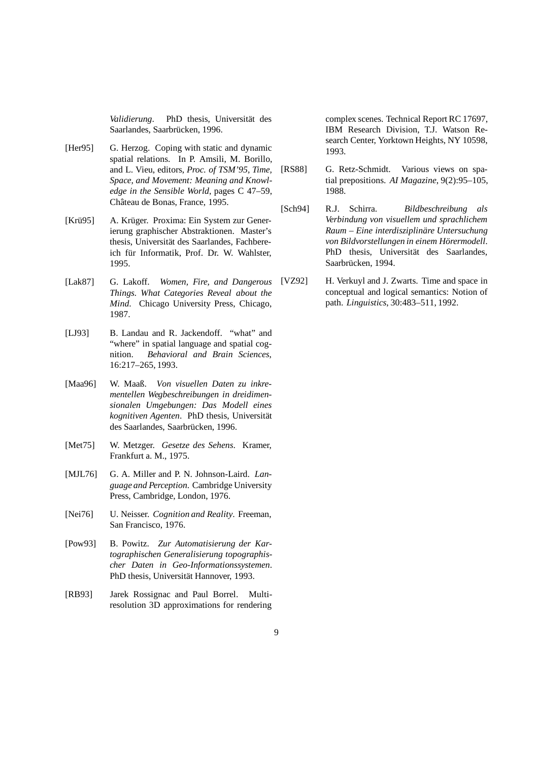*Validierung*. PhD thesis, Universität des Saarlandes, Saarbrücken, 1996.

[Her95] G. Herzog. Coping with static and dynamic spatial relations. In P. Amsili, M. Borillo, and L. Vieu, editors, *Proc. of TSM'95, Time, Space, and Movement: Meaning and Knowledge in the Sensible World*, pages C 47–59, Château de Bonas, France, 1995.

[Krü95] A. Krüger. Proxima: Ein System zur Generierung graphischer Abstraktionen. Master's thesis, Universität des Saarlandes, Fachbereich für Informatik, Prof. Dr. W. Wahlster, 1995.

[Lak87] G. Lakoff. *Women, Fire, and Dangerous Things. What Categories Reveal about the Mind.* Chicago University Press, Chicago, 1987.

[LJ93] B. Landau and R. Jackendoff. "what" and "where" in spatial language and spatial cognition. *Behavioral and Brain Sciences*, 16:217–265, 1993.

[Maa96] W. Maaß. *Von visuellen Daten zu inkrementellen Wegbeschreibungen in dreidimensionalen Umgebungen: Das Modell eines kognitiven Agenten*. PhD thesis, Universität des Saarlandes, Saarbrücken, 1996.

[Met75] W. Metzger. *Gesetze des Sehens*. Kramer, Frankfurt a. M., 1975.

[MJL76] G. A. Miller and P. N. Johnson-Laird. *Language and Perception.* Cambridge University Press, Cambridge, London, 1976.

[Nei76] U. Neisser. *Cognition and Reality*. Freeman, San Francisco, 1976.

[Pow93] B. Powitz. *Zur Automatisierung der Kartographischen Generalisierung topographischer Daten in Geo-Informationssystemen*. PhD thesis, Universität Hannover, 1993.

[RB93] Jarek Rossignac and Paul Borrel. Multi-resolution 3D approximations for rendering complex scenes. Technical Report RC 17697, IBM Research Division, T.J. Watson Research Center, Yorktown Heights, NY 10598, 1993.

[RS88] G. Retz-Schmidt. Various views on spatial prepositions. *AI Magazine*, 9(2):95–105, 1988.

[Sch94] R.J. Schirra. *Bildbeschreibung als Verbindung von visuellem und sprachlichem Raum – Eine interdisziplinäre Untersuchung von Bildvorstellungen in einem Hörermodell*. PhD thesis, Universität des Saarlandes, Saarbrücken, 1994.

[VZ92] H. Verkuyl and J. Zwarts. Time and space in conceptual and logical semantics: Notion of path. *Linguistics*, 30:483–511, 1992.